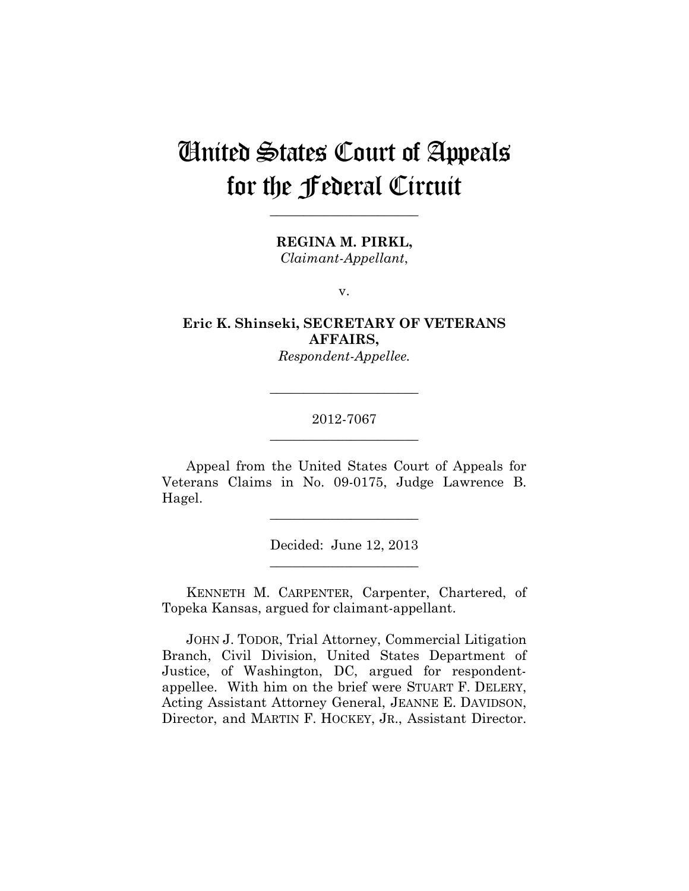# United States Court of Appeals for the Federal Circuit

---

**REGINA M. PIRKL,**
*Claimant-Appellant*,

v.

**Eric K. Shinseki, SECRETARY OF VETERANS AFFAIRS,**
*Respondent-Appellee.*

---

2012-7067

---

Appeal from the United States Court of Appeals for Veterans Claims in No. 09-0175, Judge Lawrence B. Hagel.

---

Decided: June 12, 2013

---

KENNETH M. CARPENTER, Carpenter, Chartered, of Topeka Kansas, argued for claimant-appellant.

JOHN J. TODOR, Trial Attorney, Commercial Litigation Branch, Civil Division, United States Department of Justice, of Washington, DC, argued for respondent-appellee. With him on the brief were STUART F. DELERY, Acting Assistant Attorney General, JEANNE E. DAVIDSON, Director, and MARTIN F. HOCKEY, JR., Assistant Director.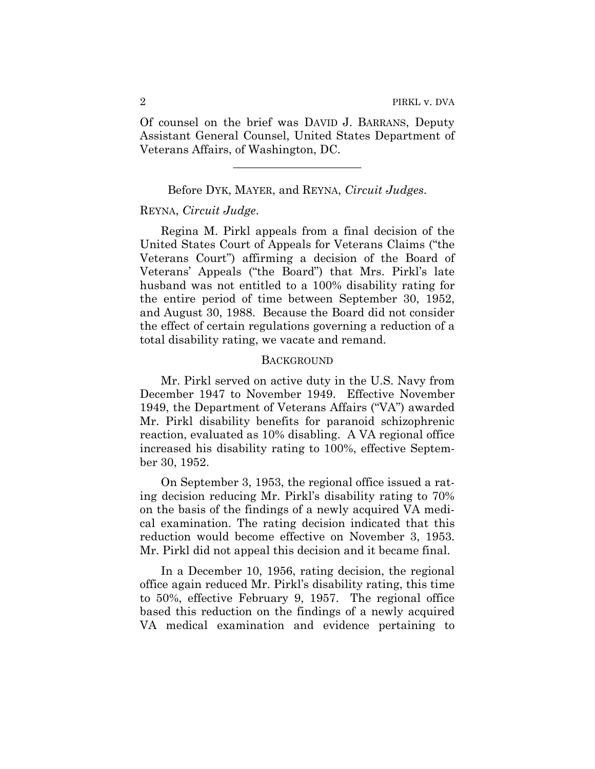Of counsel on the brief was DAVID J. BARRANS, Deputy Assistant General Counsel, United States Department of Veterans Affairs, of Washington, DC.

---

Before DYK, MAYER, and REYNA, *Circuit Judges*.

REYNA, *Circuit Judge*.

Regina M. Pirkl appeals from a final decision of the United States Court of Appeals for Veterans Claims ("the Veterans Court") affirming a decision of the Board of Veterans' Appeals ("the Board") that Mrs. Pirkl's late husband was not entitled to a 100% disability rating for the entire period of time between September 30, 1952, and August 30, 1988. Because the Board did not consider the effect of certain regulations governing a reduction of a total disability rating, we vacate and remand.

## BACKGROUND

Mr. Pirkl served on active duty in the U.S. Navy from December 1947 to November 1949. Effective November 1949, the Department of Veterans Affairs ("VA") awarded Mr. Pirkl disability benefits for paranoid schizophrenic reaction, evaluated as 10% disabling. A VA regional office increased his disability rating to 100%, effective September 30, 1952.

On September 3, 1953, the regional office issued a rating decision reducing Mr. Pirkl's disability rating to 70% on the basis of the findings of a newly acquired VA medical examination. The rating decision indicated that this reduction would become effective on November 3, 1953. Mr. Pirkl did not appeal this decision and it became final.

In a December 10, 1956, rating decision, the regional office again reduced Mr. Pirkl's disability rating, this time to 50%, effective February 9, 1957. The regional office based this reduction on the findings of a newly acquired VA medical examination and evidence pertaining to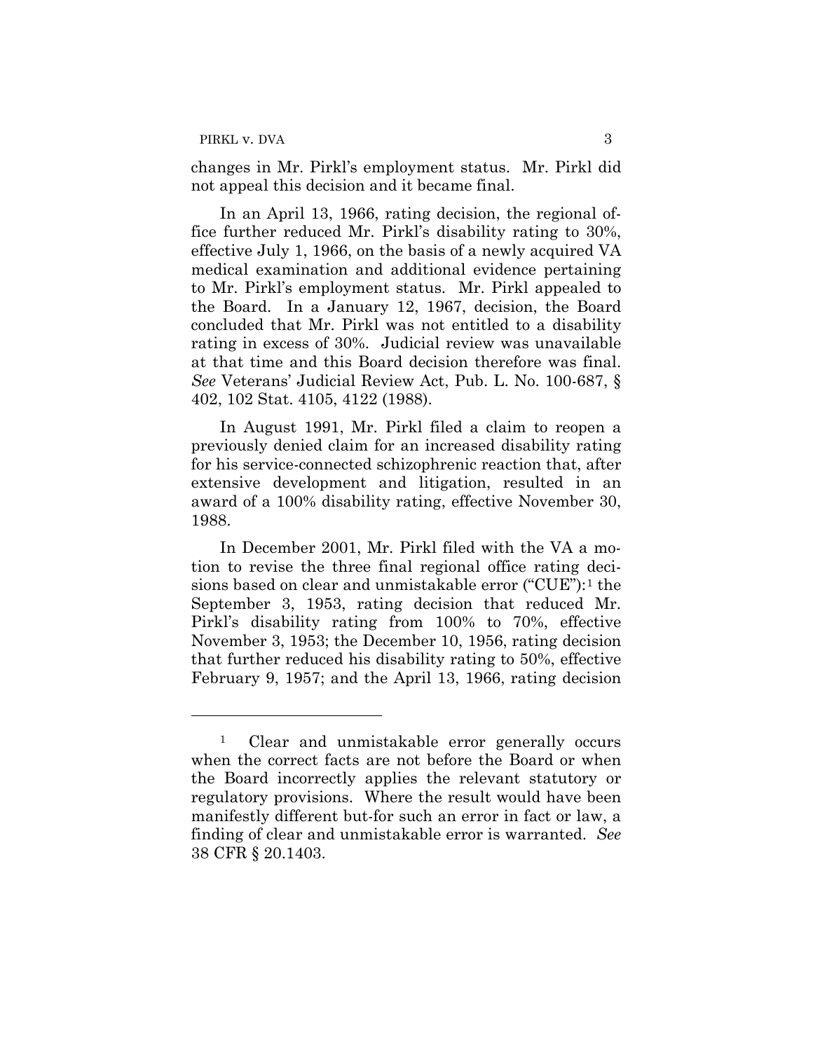changes in Mr. Pirkl's employment status. Mr. Pirkl did not appeal this decision and it became final.

In an April 13, 1966, rating decision, the regional office further reduced Mr. Pirkl's disability rating to 30%, effective July 1, 1966, on the basis of a newly acquired VA medical examination and additional evidence pertaining to Mr. Pirkl's employment status. Mr. Pirkl appealed to the Board. In a January 12, 1967, decision, the Board concluded that Mr. Pirkl was not entitled to a disability rating in excess of 30%. Judicial review was unavailable at that time and this Board decision therefore was final. *See* Veterans' Judicial Review Act, Pub. L. No. 100-687, § 402, 102 Stat. 4105, 4122 (1988).

In August 1991, Mr. Pirkl filed a claim to reopen a previously denied claim for an increased disability rating for his service-connected schizophrenic reaction that, after extensive development and litigation, resulted in an award of a 100% disability rating, effective November 30, 1988.

In December 2001, Mr. Pirkl filed with the VA a motion to revise the three final regional office rating decisions based on clear and unmistakable error ("CUE"):[1] the September 3, 1953, rating decision that reduced Mr. Pirkl's disability rating from 100% to 70%, effective November 3, 1953; the December 10, 1956, rating decision that further reduced his disability rating to 50%, effective February 9, 1957; and the April 13, 1966, rating decision

---

[1] Clear and unmistakable error generally occurs when the correct facts are not before the Board or when the Board incorrectly applies the relevant statutory or regulatory provisions. Where the result would have been manifestly different but-for such an error in fact or law, a finding of clear and unmistakable error is warranted. *See* 38 CFR § 20.1403.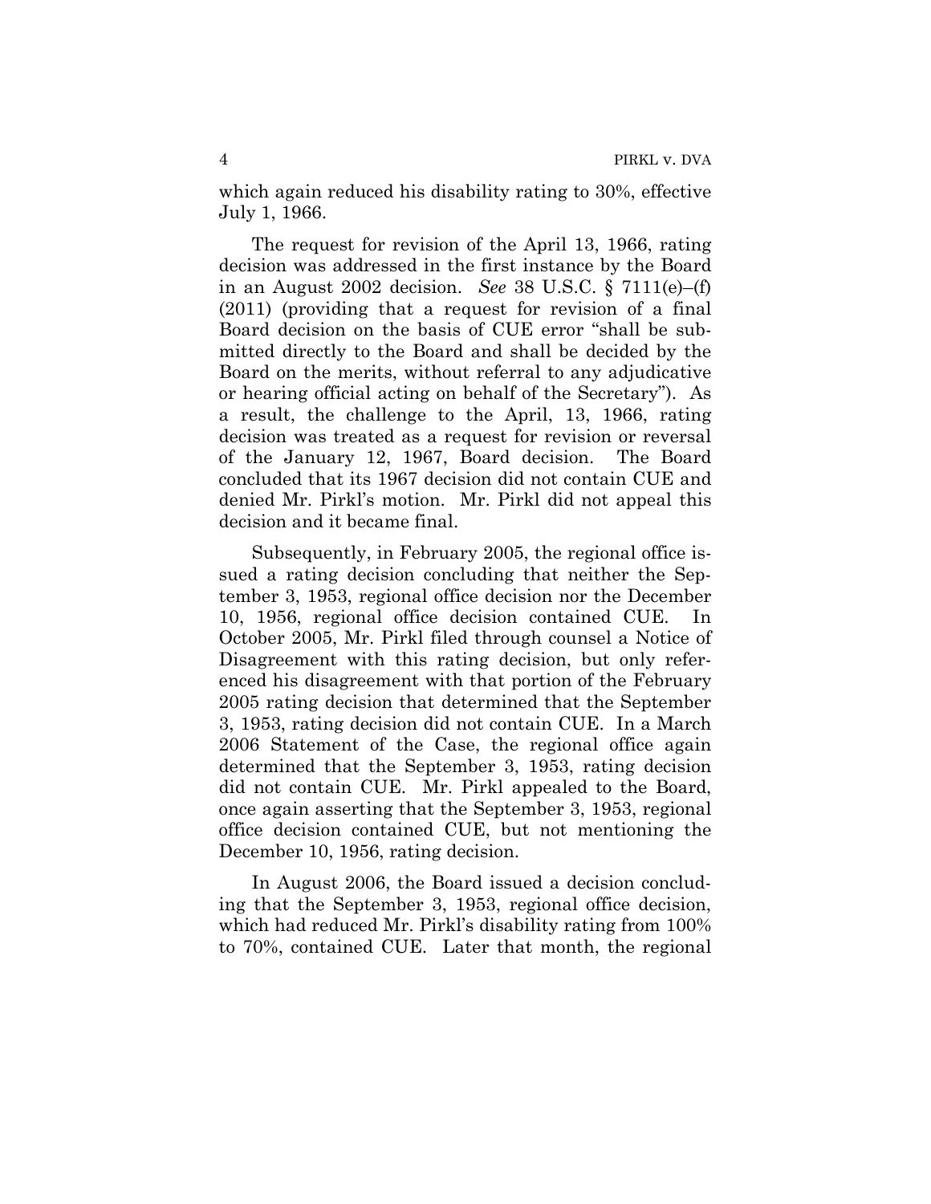which again reduced his disability rating to 30%, effective July 1, 1966.

The request for revision of the April 13, 1966, rating decision was addressed in the first instance by the Board in an August 2002 decision. *See* 38 U.S.C. § 7111(e)–(f) (2011) (providing that a request for revision of a final Board decision on the basis of CUE error "shall be submitted directly to the Board and shall be decided by the Board on the merits, without referral to any adjudicative or hearing official acting on behalf of the Secretary"). As a result, the challenge to the April, 13, 1966, rating decision was treated as a request for revision or reversal of the January 12, 1967, Board decision. The Board concluded that its 1967 decision did not contain CUE and denied Mr. Pirkl's motion. Mr. Pirkl did not appeal this decision and it became final.

Subsequently, in February 2005, the regional office issued a rating decision concluding that neither the September 3, 1953, regional office decision nor the December 10, 1956, regional office decision contained CUE. In October 2005, Mr. Pirkl filed through counsel a Notice of Disagreement with this rating decision, but only referenced his disagreement with that portion of the February 2005 rating decision that determined that the September 3, 1953, rating decision did not contain CUE. In a March 2006 Statement of the Case, the regional office again determined that the September 3, 1953, rating decision did not contain CUE. Mr. Pirkl appealed to the Board, once again asserting that the September 3, 1953, regional office decision contained CUE, but not mentioning the December 10, 1956, rating decision.

In August 2006, the Board issued a decision concluding that the September 3, 1953, regional office decision, which had reduced Mr. Pirkl's disability rating from 100% to 70%, contained CUE. Later that month, the regional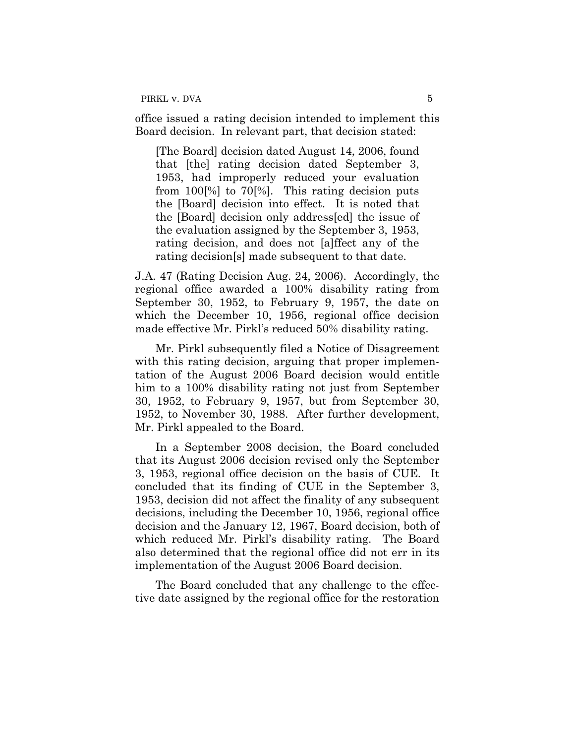office issued a rating decision intended to implement this Board decision. In relevant part, that decision stated:

> [The Board] decision dated August 14, 2006, found that [the] rating decision dated September 3, 1953, had improperly reduced your evaluation from 100[%] to 70[%]. This rating decision puts the [Board] decision into effect. It is noted that the [Board] decision only address[ed] the issue of the evaluation assigned by the September 3, 1953, rating decision, and does not [a]ffect any of the rating decision[s] made subsequent to that date.

J.A. 47 (Rating Decision Aug. 24, 2006). Accordingly, the regional office awarded a 100% disability rating from September 30, 1952, to February 9, 1957, the date on which the December 10, 1956, regional office decision made effective Mr. Pirkl's reduced 50% disability rating.

Mr. Pirkl subsequently filed a Notice of Disagreement with this rating decision, arguing that proper implementation of the August 2006 Board decision would entitle him to a 100% disability rating not just from September 30, 1952, to February 9, 1957, but from September 30, 1952, to November 30, 1988. After further development, Mr. Pirkl appealed to the Board.

In a September 2008 decision, the Board concluded that its August 2006 decision revised only the September 3, 1953, regional office decision on the basis of CUE. It concluded that its finding of CUE in the September 3, 1953, decision did not affect the finality of any subsequent decisions, including the December 10, 1956, regional office decision and the January 12, 1967, Board decision, both of which reduced Mr. Pirkl's disability rating. The Board also determined that the regional office did not err in its implementation of the August 2006 Board decision.

The Board concluded that any challenge to the effective date assigned by the regional office for the restoration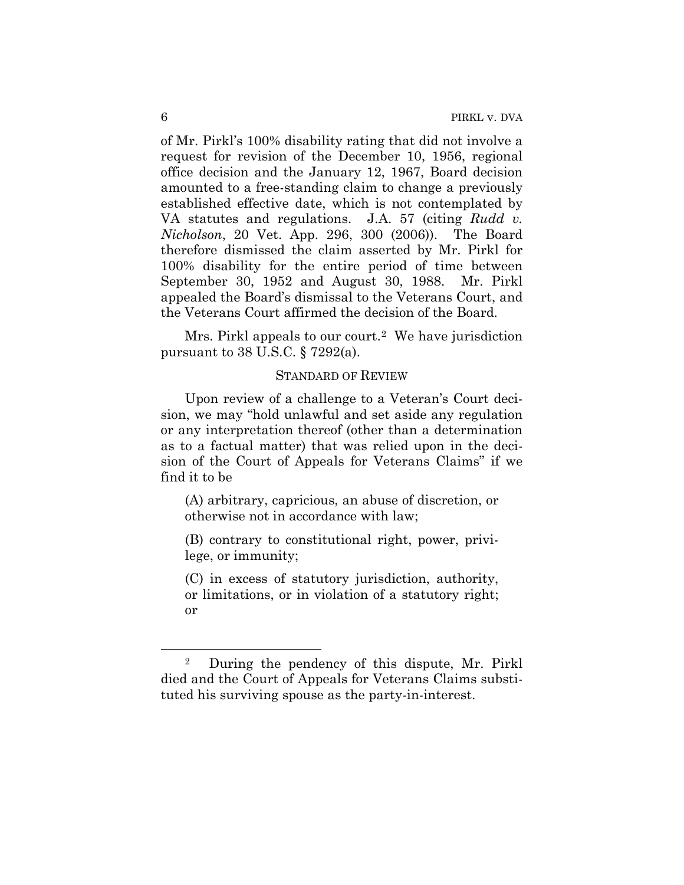of Mr. Pirkl's 100% disability rating that did not involve a request for revision of the December 10, 1956, regional office decision and the January 12, 1967, Board decision amounted to a free-standing claim to change a previously established effective date, which is not contemplated by VA statutes and regulations. J.A. 57 (citing *Rudd v. Nicholson*, 20 Vet. App. 296, 300 (2006)). The Board therefore dismissed the claim asserted by Mr. Pirkl for 100% disability for the entire period of time between September 30, 1952 and August 30, 1988. Mr. Pirkl appealed the Board's dismissal to the Veterans Court, and the Veterans Court affirmed the decision of the Board.

Mrs. Pirkl appeals to our court.[2] We have jurisdiction pursuant to 38 U.S.C. § 7292(a).

## STANDARD OF REVIEW

Upon review of a challenge to a Veteran's Court decision, we may "hold unlawful and set aside any regulation or any interpretation thereof (other than a determination as to a factual matter) that was relied upon in the decision of the Court of Appeals for Veterans Claims" if we find it to be

> (A) arbitrary, capricious, an abuse of discretion, or otherwise not in accordance with law;
>
> (B) contrary to constitutional right, power, privilege, or immunity;
>
> (C) in excess of statutory jurisdiction, authority, or limitations, or in violation of a statutory right; or

---

[2] During the pendency of this dispute, Mr. Pirkl died and the Court of Appeals for Veterans Claims substituted his surviving spouse as the party-in-interest.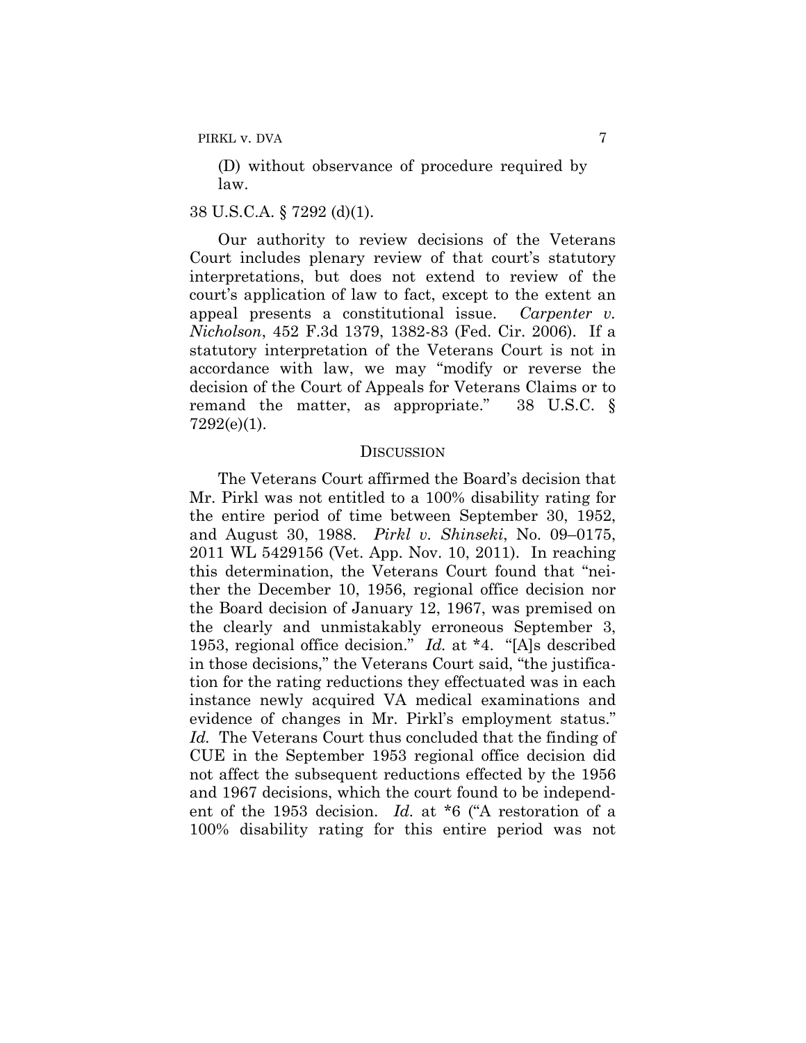(D) without observance of procedure required by law.

38 U.S.C.A. § 7292 (d)(1).

Our authority to review decisions of the Veterans Court includes plenary review of that court's statutory interpretations, but does not extend to review of the court's application of law to fact, except to the extent an appeal presents a constitutional issue. *Carpenter v. Nicholson*, 452 F.3d 1379, 1382-83 (Fed. Cir. 2006). If a statutory interpretation of the Veterans Court is not in accordance with law, we may "modify or reverse the decision of the Court of Appeals for Veterans Claims or to remand the matter, as appropriate." 38 U.S.C. § 7292(e)(1).

## DISCUSSION

The Veterans Court affirmed the Board's decision that Mr. Pirkl was not entitled to a 100% disability rating for the entire period of time between September 30, 1952, and August 30, 1988. *Pirkl v. Shinseki*, No. 09–0175, 2011 WL 5429156 (Vet. App. Nov. 10, 2011). In reaching this determination, the Veterans Court found that "neither the December 10, 1956, regional office decision nor the Board decision of January 12, 1967, was premised on the clearly and unmistakably erroneous September 3, 1953, regional office decision." *Id.* at *4. "[A]s described in those decisions," the Veterans Court said, "the justification for the rating reductions they effectuated was in each instance newly acquired VA medical examinations and evidence of changes in Mr. Pirkl's employment status." *Id.* The Veterans Court thus concluded that the finding of CUE in the September 1953 regional office decision did not affect the subsequent reductions effected by the 1956 and 1967 decisions, which the court found to be independent of the 1953 decision. *Id.* at *6 ("A restoration of a 100% disability rating for this entire period was not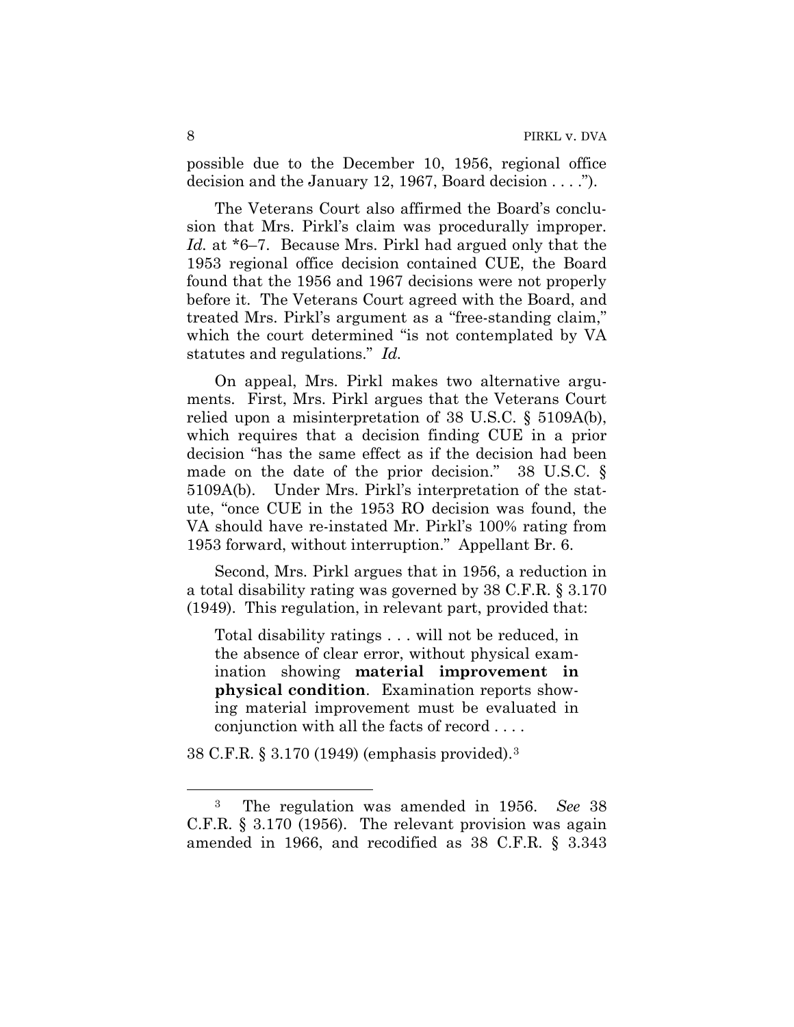possible due to the December 10, 1956, regional office decision and the January 12, 1967, Board decision . . . .").

The Veterans Court also affirmed the Board's conclusion that Mrs. Pirkl's claim was procedurally improper. *Id.* at *6–7. Because Mrs. Pirkl had argued only that the 1953 regional office decision contained CUE, the Board found that the 1956 and 1967 decisions were not properly before it. The Veterans Court agreed with the Board, and treated Mrs. Pirkl's argument as a "free-standing claim," which the court determined "is not contemplated by VA statutes and regulations." *Id.*

On appeal, Mrs. Pirkl makes two alternative arguments. First, Mrs. Pirkl argues that the Veterans Court relied upon a misinterpretation of 38 U.S.C. § 5109A(b), which requires that a decision finding CUE in a prior decision "has the same effect as if the decision had been made on the date of the prior decision." 38 U.S.C. § 5109A(b). Under Mrs. Pirkl's interpretation of the statute, "once CUE in the 1953 RO decision was found, the VA should have re-instated Mr. Pirkl's 100% rating from 1953 forward, without interruption." Appellant Br. 6.

Second, Mrs. Pirkl argues that in 1956, a reduction in a total disability rating was governed by 38 C.F.R. § 3.170 (1949). This regulation, in relevant part, provided that:

> Total disability ratings . . . will not be reduced, in the absence of clear error, without physical examination showing **material improvement in physical condition**. Examination reports showing material improvement must be evaluated in conjunction with all the facts of record . . . .

38 C.F.R. § 3.170 (1949) (emphasis provided).[3]

---

[3] The regulation was amended in 1956. *See* 38 C.F.R. § 3.170 (1956). The relevant provision was again amended in 1966, and recodified as 38 C.F.R. § 3.343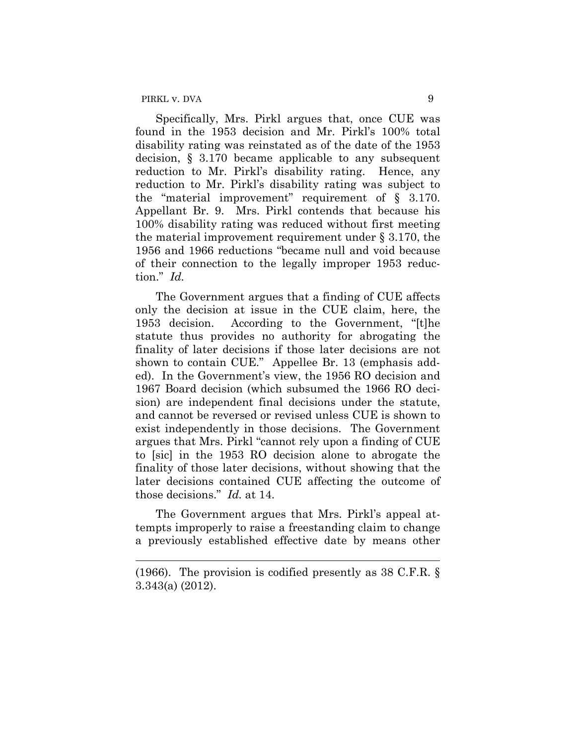Specifically, Mrs. Pirkl argues that, once CUE was found in the 1953 decision and Mr. Pirkl's 100% total disability rating was reinstated as of the date of the 1953 decision, § 3.170 became applicable to any subsequent reduction to Mr. Pirkl's disability rating. Hence, any reduction to Mr. Pirkl's disability rating was subject to the "material improvement" requirement of § 3.170. Appellant Br. 9. Mrs. Pirkl contends that because his 100% disability rating was reduced without first meeting the material improvement requirement under § 3.170, the 1956 and 1966 reductions "became null and void because of their connection to the legally improper 1953 reduction." *Id.*

The Government argues that a finding of CUE affects only the decision at issue in the CUE claim, here, the 1953 decision. According to the Government, "[t]he statute thus provides no authority for abrogating the finality of later decisions if those later decisions are not shown to contain CUE." Appellee Br. 13 (emphasis added). In the Government's view, the 1956 RO decision and 1967 Board decision (which subsumed the 1966 RO decision) are independent final decisions under the statute, and cannot be reversed or revised unless CUE is shown to exist independently in those decisions. The Government argues that Mrs. Pirkl "cannot rely upon a finding of CUE to [sic] in the 1953 RO decision alone to abrogate the finality of those later decisions, without showing that the later decisions contained CUE affecting the outcome of those decisions." *Id.* at 14.

The Government argues that Mrs. Pirkl's appeal attempts improperly to raise a freestanding claim to change a previously established effective date by means other

---

(1966). The provision is codified presently as 38 C.F.R. § 3.343(a) (2012).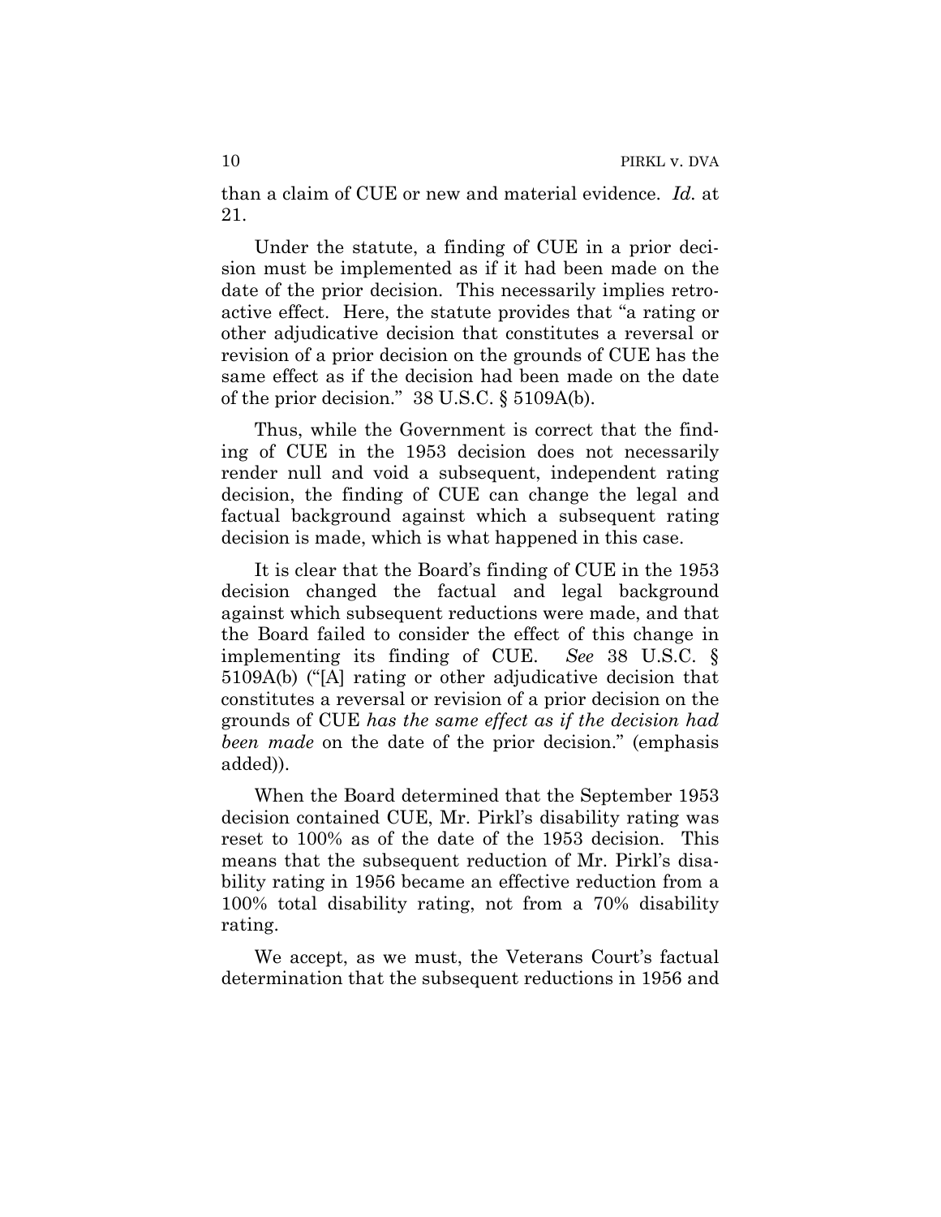than a claim of CUE or new and material evidence. *Id.* at 21.

Under the statute, a finding of CUE in a prior decision must be implemented as if it had been made on the date of the prior decision. This necessarily implies retroactive effect. Here, the statute provides that "a rating or other adjudicative decision that constitutes a reversal or revision of a prior decision on the grounds of CUE has the same effect as if the decision had been made on the date of the prior decision." 38 U.S.C. § 5109A(b).

Thus, while the Government is correct that the finding of CUE in the 1953 decision does not necessarily render null and void a subsequent, independent rating decision, the finding of CUE can change the legal and factual background against which a subsequent rating decision is made, which is what happened in this case.

It is clear that the Board's finding of CUE in the 1953 decision changed the factual and legal background against which subsequent reductions were made, and that the Board failed to consider the effect of this change in implementing its finding of CUE. *See* 38 U.S.C. § 5109A(b) ("[A] rating or other adjudicative decision that constitutes a reversal or revision of a prior decision on the grounds of CUE *has the same effect as if the decision had been made* on the date of the prior decision." (emphasis added)).

When the Board determined that the September 1953 decision contained CUE, Mr. Pirkl's disability rating was reset to 100% as of the date of the 1953 decision. This means that the subsequent reduction of Mr. Pirkl's disability rating in 1956 became an effective reduction from a 100% total disability rating, not from a 70% disability rating.

We accept, as we must, the Veterans Court's factual determination that the subsequent reductions in 1956 and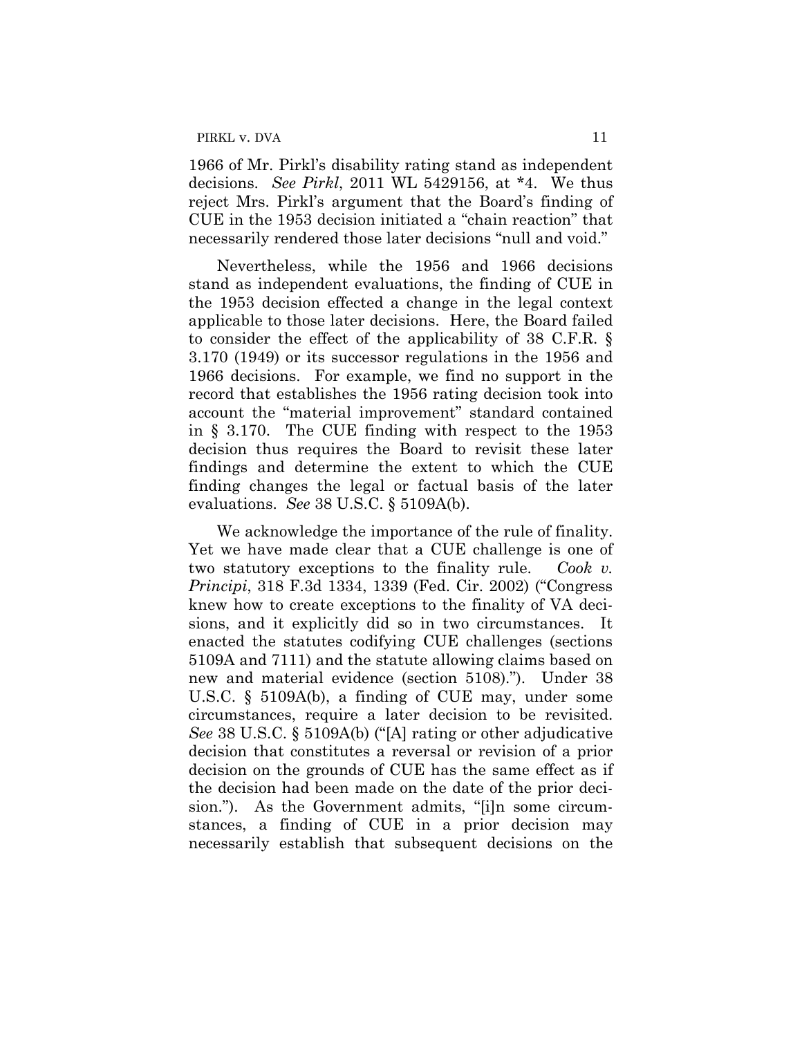1966 of Mr. Pirkl's disability rating stand as independent decisions. *See Pirkl*, 2011 WL 5429156, at *4. We thus reject Mrs. Pirkl's argument that the Board's finding of CUE in the 1953 decision initiated a "chain reaction" that necessarily rendered those later decisions "null and void."

Nevertheless, while the 1956 and 1966 decisions stand as independent evaluations, the finding of CUE in the 1953 decision effected a change in the legal context applicable to those later decisions. Here, the Board failed to consider the effect of the applicability of 38 C.F.R. § 3.170 (1949) or its successor regulations in the 1956 and 1966 decisions. For example, we find no support in the record that establishes the 1956 rating decision took into account the "material improvement" standard contained in § 3.170. The CUE finding with respect to the 1953 decision thus requires the Board to revisit these later findings and determine the extent to which the CUE finding changes the legal or factual basis of the later evaluations. *See* 38 U.S.C. § 5109A(b).

We acknowledge the importance of the rule of finality. Yet we have made clear that a CUE challenge is one of two statutory exceptions to the finality rule. *Cook v. Principi*, 318 F.3d 1334, 1339 (Fed. Cir. 2002) ("Congress knew how to create exceptions to the finality of VA decisions, and it explicitly did so in two circumstances. It enacted the statutes codifying CUE challenges (sections 5109A and 7111) and the statute allowing claims based on new and material evidence (section 5108)."). Under 38 U.S.C. § 5109A(b), a finding of CUE may, under some circumstances, require a later decision to be revisited. *See* 38 U.S.C. § 5109A(b) ("[A] rating or other adjudicative decision that constitutes a reversal or revision of a prior decision on the grounds of CUE has the same effect as if the decision had been made on the date of the prior decision."). As the Government admits, "[i]n some circumstances, a finding of CUE in a prior decision may necessarily establish that subsequent decisions on the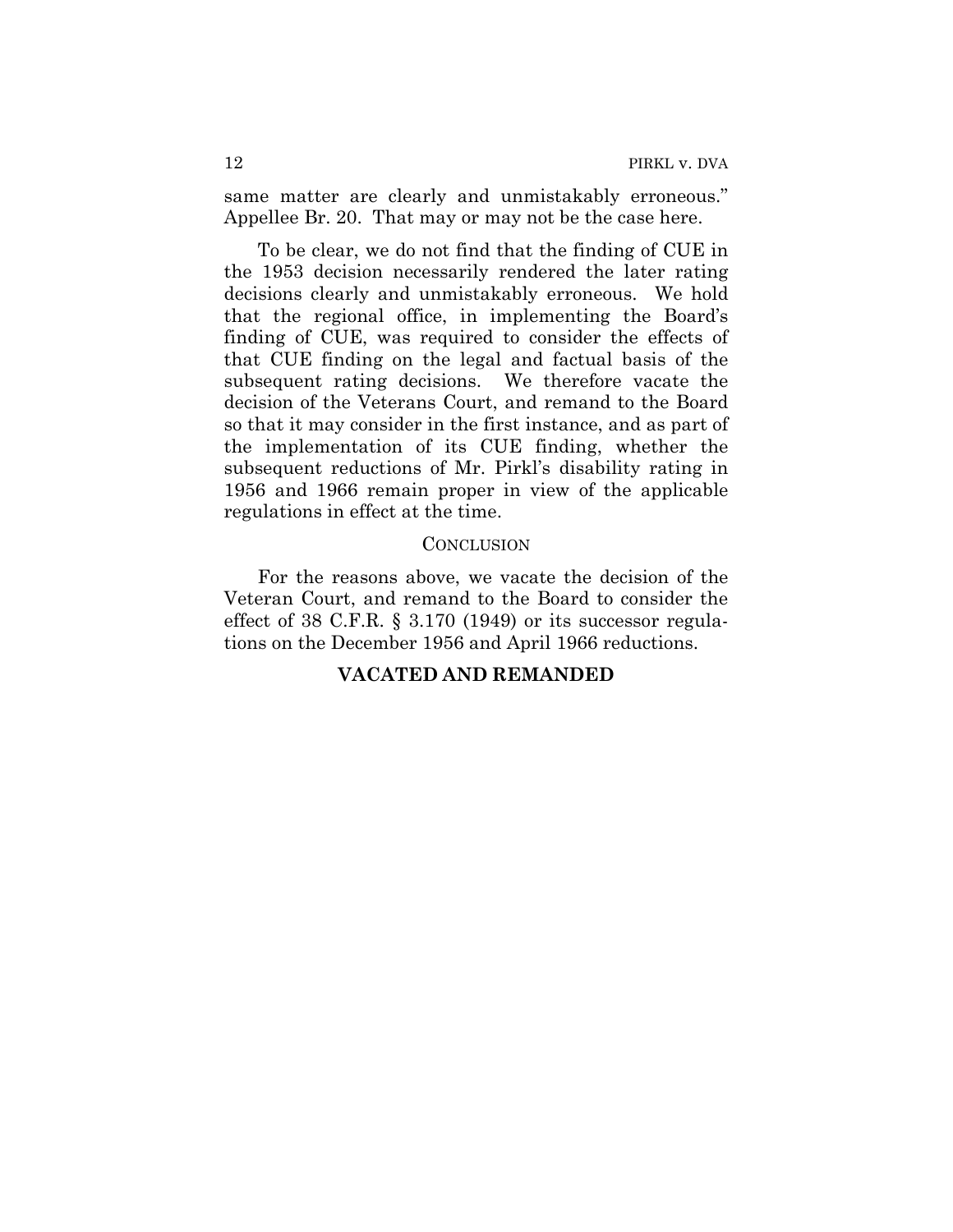same matter are clearly and unmistakably erroneous." Appellee Br. 20. That may or may not be the case here.

To be clear, we do not find that the finding of CUE in the 1953 decision necessarily rendered the later rating decisions clearly and unmistakably erroneous. We hold that the regional office, in implementing the Board's finding of CUE, was required to consider the effects of that CUE finding on the legal and factual basis of the subsequent rating decisions. We therefore vacate the decision of the Veterans Court, and remand to the Board so that it may consider in the first instance, and as part of the implementation of its CUE finding, whether the subsequent reductions of Mr. Pirkl's disability rating in 1956 and 1966 remain proper in view of the applicable regulations in effect at the time.

## CONCLUSION

For the reasons above, we vacate the decision of the Veteran Court, and remand to the Board to consider the effect of 38 C.F.R. § 3.170 (1949) or its successor regulations on the December 1956 and April 1966 reductions.

**VACATED AND REMANDED**